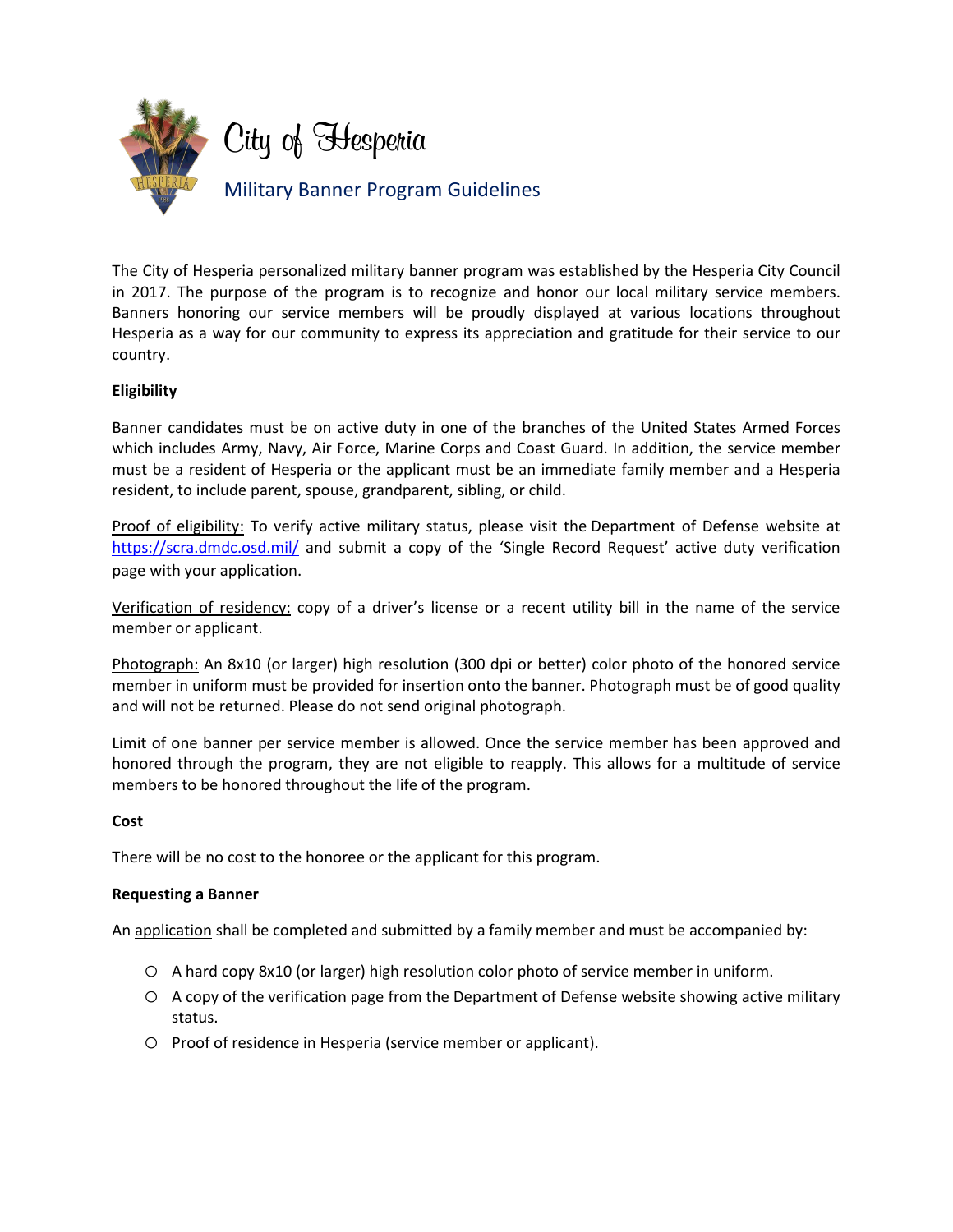# City of Hesperia

## Military Banner Program Guidelines

The City of Hesperia personalized military banner program was established by the Hesperia City Council in 2017. The purpose of the program is to recognize and honor our local military service members. Banners honoring our service members will be proudly displayed at various locations throughout Hesperia as a way for our community to express its appreciation and gratitude for their service to our country.

**Eligibility**

Banner candidates must be on active duty in one of the branches of the United States Armed Forces which includes Army, Navy, Air Force, Marine Corps and Coast Guard. In addition, the service member must be a resident of Hesperia or the applicant must be an immediate family member and a Hesperia resident, to include parent, spouse, grandparent, sibling, or child.

Proof of eligibility: To verify active military status, please visit the Department of Defense website at https://scra.dmdc.osd.mil/ and submit a copy of the 'Single Record Request' active duty verification page with your application.

Verification of residency: copy of a driver's license or a recent utility bill in the name of the service member or applicant.

Photograph: An 8x10 (or larger) high resolution (300 dpi or better) color photo of the honored service member in uniform must be provided for insertion onto the banner. Photograph must be of good quality and will not be returned. Please do not send original photograph.

Limit of one banner per service member is allowed. Once the service member has been approved and honored through the program, they are not eligible to reapply. This allows for a multitude of service members to be honored throughout the life of the program.

**Cost**

There will be no cost to the honoree or the applicant for this program.

**Requesting a Banner**

An application shall be completed and submitted by a family member and must be accompanied by:

- A hard copy 8x10 (or larger) high resolution color photo of service member in uniform.
- A copy of the verification page from the Department of Defense website showing active military status.
- Proof of residence in Hesperia (service member or applicant).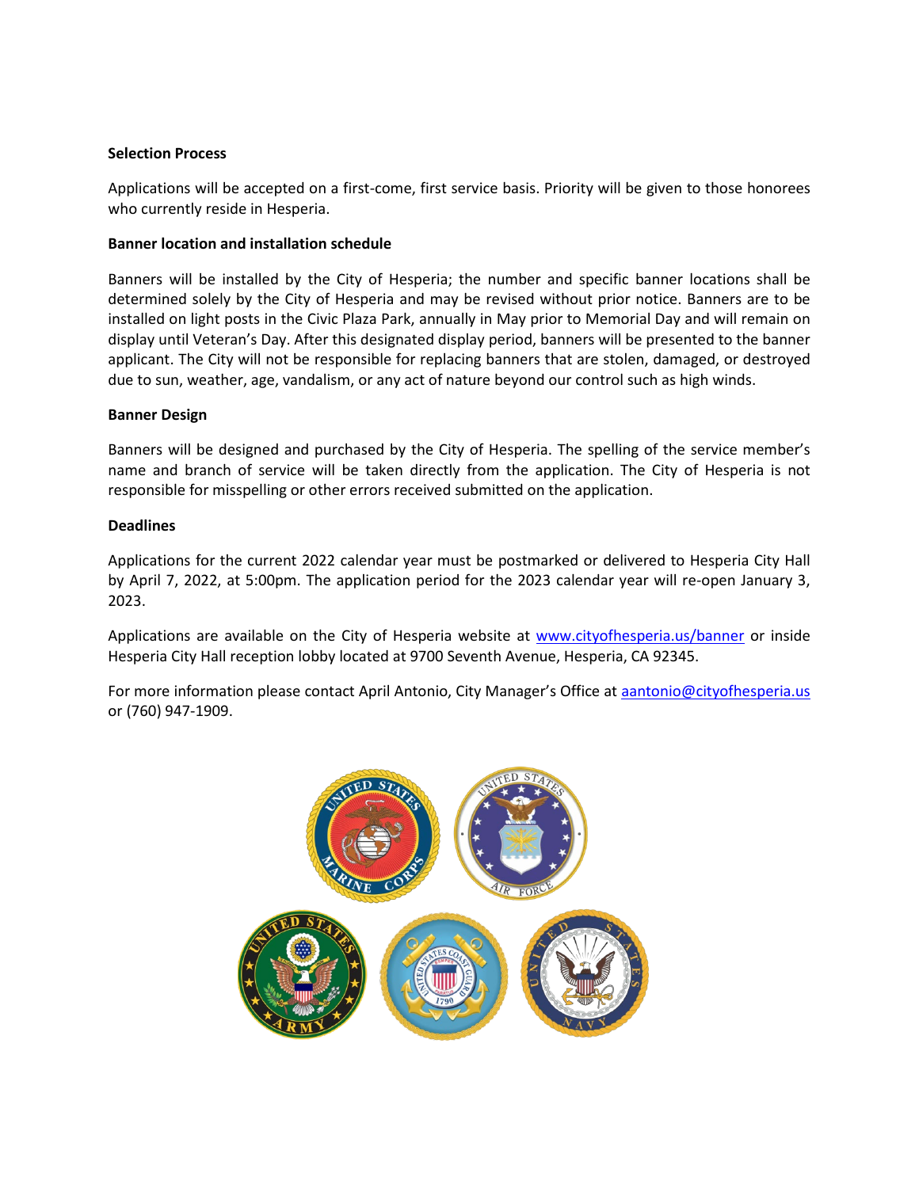**Selection Process**

Applications will be accepted on a first-come, first service basis. Priority will be given to those honorees who currently reside in Hesperia.

**Banner location and installation schedule**

Banners will be installed by the City of Hesperia; the number and specific banner locations shall be determined solely by the City of Hesperia and may be revised without prior notice. Banners are to be installed on light posts in the Civic Plaza Park, annually in May prior to Memorial Day and will remain on display until Veteran's Day. After this designated display period, banners will be presented to the banner applicant. The City will not be responsible for replacing banners that are stolen, damaged, or destroyed due to sun, weather, age, vandalism, or any act of nature beyond our control such as high winds.

**Banner Design**

Banners will be designed and purchased by the City of Hesperia. The spelling of the service member's name and branch of service will be taken directly from the application. The City of Hesperia is not responsible for misspelling or other errors received submitted on the application.

**Deadlines**

Applications for the current 2022 calendar year must be postmarked or delivered to Hesperia City Hall by April 7, 2022, at 5:00pm. The application period for the 2023 calendar year will re-open January 3, 2023.

Applications are available on the City of Hesperia website at [www.cityofhesperia.us/banner](http://www.cityofhesperia.us/banner) or inside Hesperia City Hall reception lobby located at 9700 Seventh Avenue, Hesperia, CA 92345.

For more information please contact April Antonio, City Manager's Office at [aantonio@cityofhesperia.us](mailto:aantonio@cityofhesperia.us) or (760) 947-1909.